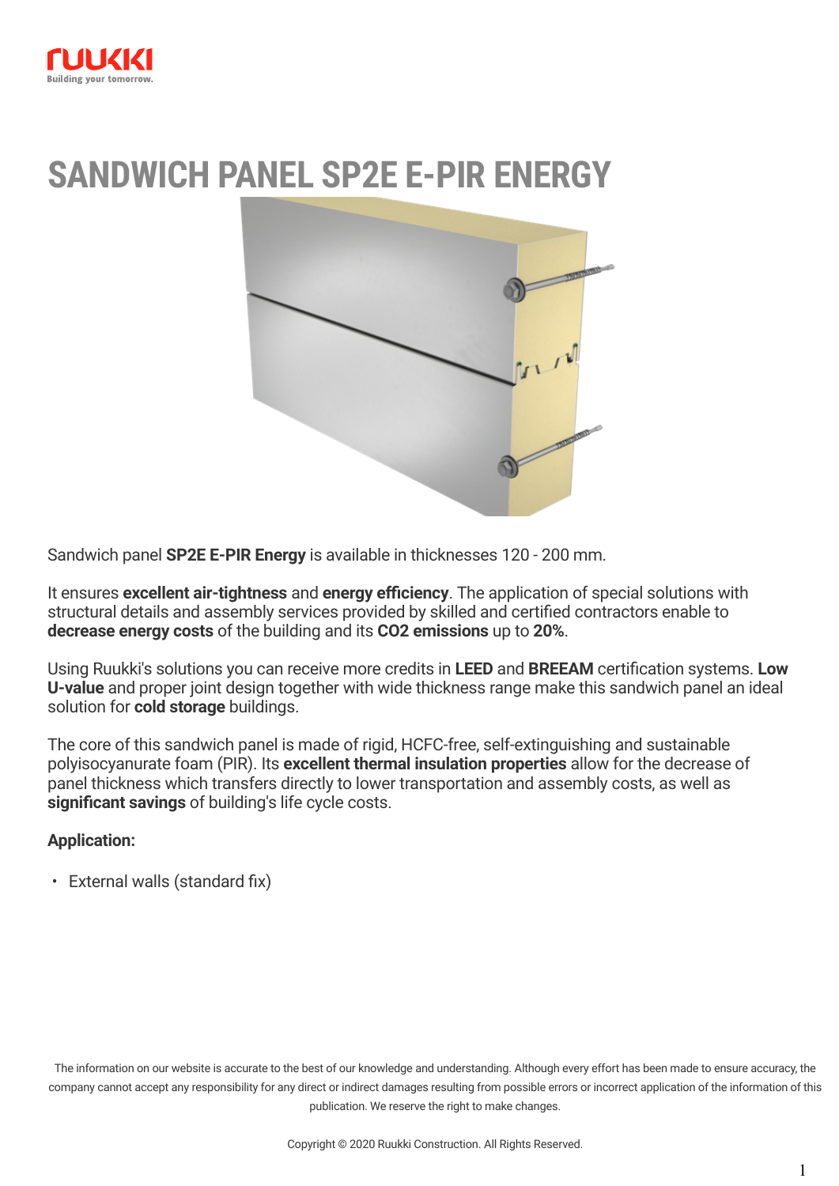# SANDWICH PANEL SP2E E-PIR ENERGY

Sandwich panel **SP2E E-PIR Energy** is available in thicknesses 120 - 200 mm.

It ensures **excellent air-tightness** and **energy efficiency**. The application of special solutions with structural details and assembly services provided by skilled and certified contractors enable to **decrease energy costs** of the building and its **$CO_2$ emissions** up to **20%**.

Using Ruukki's solutions you can receive more credits in **LEED** and **BREEAM** certification systems. **Low U-value** and proper joint design together with wide thickness range make this sandwich panel an ideal solution for **cold storage** buildings.

The core of this sandwich panel is made of rigid, HCFC-free, self-extinguishing and sustainable polyisocyanurate foam (PIR). Its **excellent thermal insulation properties** allow for the decrease of panel thickness which transfers directly to lower transportation and assembly costs, as well as **significant savings** of building's life cycle costs.

**Application:**

- External walls (standard fix)

The information on our website is accurate to the best of our knowledge and understanding. Although every effort has been made to ensure accuracy, the company cannot accept any responsibility for any direct or indirect damages resulting from possible errors or incorrect application of the information of this publication. We reserve the right to make changes.

Copyright © 2020 Ruukki Construction. All Rights Reserved.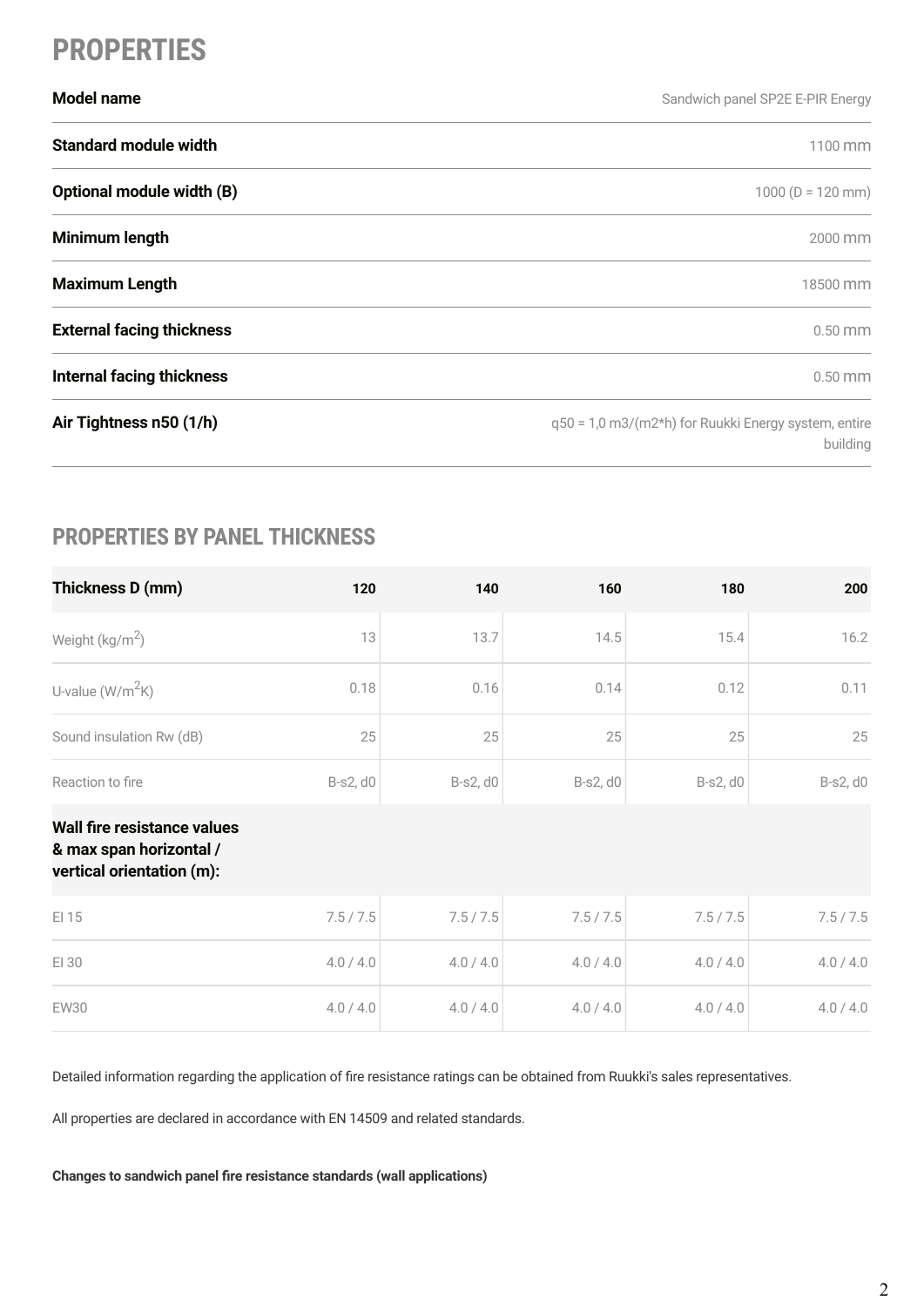# PROPERTIES

| | |
|---|---|
| **Model name** | Sandwich panel SP2E E-PIR Energy |
| **Standard module width** | 1100 mm |
| **Optional module width (B)** | 1000 (D = 120 mm) |
| **Minimum length** | 2000 mm |
| **Maximum Length** | 18500 mm |
| **External facing thickness** | 0.50 mm |
| **Internal facing thickness** | 0.50 mm |
| **Air Tightness n50 (1/h)** | q50 = 1,0 m3/(m2*h) for Ruukki Energy system, entire building |

## PROPERTIES BY PANEL THICKNESS

| Thickness D (mm) | 120 | 140 | 160 | 180 | 200 |
|---|---|---|---|---|---|
| Weight (kg/$m^2$) | 13 | 13.7 | 14.5 | 15.4 | 16.2 |
| U-value (W/$m^2$K) | 0.18 | 0.16 | 0.14 | 0.12 | 0.11 |
| Sound insulation Rw (dB) | 25 | 25 | 25 | 25 | 25 |
| Reaction to fire | B-s2, d0 | B-s2, d0 | B-s2, d0 | B-s2, d0 | B-s2, d0 |
| **Wall fire resistance values & max span horizontal / vertical orientation (m):** | | | | | |
| EI 15 | 7.5 / 7.5 | 7.5 / 7.5 | 7.5 / 7.5 | 7.5 / 7.5 | 7.5 / 7.5 |
| EI 30 | 4.0 / 4.0 | 4.0 / 4.0 | 4.0 / 4.0 | 4.0 / 4.0 | 4.0 / 4.0 |
| EW30 | 4.0 / 4.0 | 4.0 / 4.0 | 4.0 / 4.0 | 4.0 / 4.0 | 4.0 / 4.0 |

Detailed information regarding the application of fire resistance ratings can be obtained from Ruukki's sales representatives.

All properties are declared in accordance with EN 14509 and related standards.

**Changes to sandwich panel fire resistance standards (wall applications)**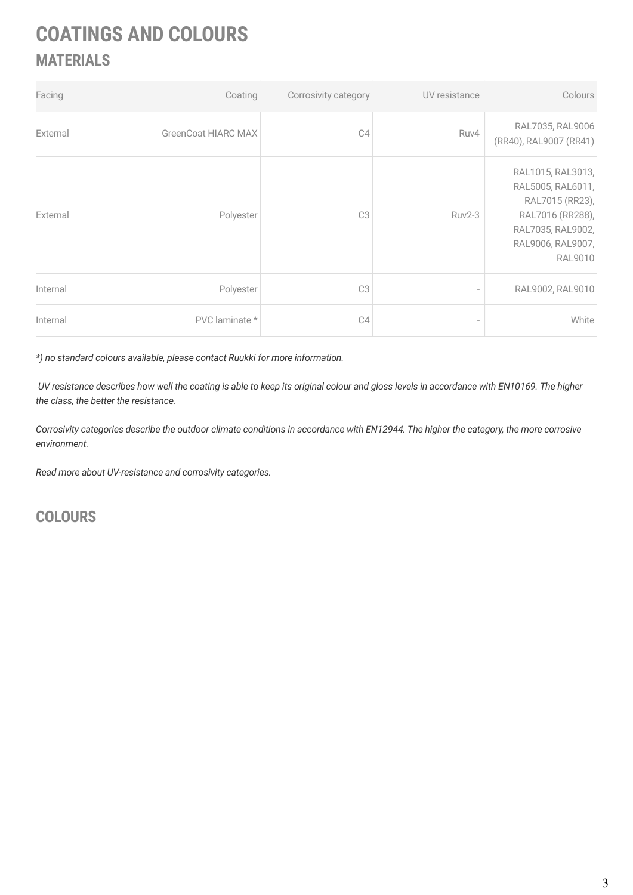# COATINGS AND COLOURS

## MATERIALS

| Facing | Coating | Corrosivity category | UV resistance | Colours |
|---|---|---|---|---|
| External | GreenCoat HIARC MAX | C4 | Ruv4 | RAL7035, RAL9006 (RR40), RAL9007 (RR41) |
| External | Polyester | C3 | Ruv2-3 | RAL1015, RAL3013, RAL5005, RAL6011, RAL7015 (RR23), RAL7016 (RR288), RAL7035, RAL9002, RAL9006, RAL9007, RAL9010 |
| Internal | Polyester | C3 | - | RAL9002, RAL9010 |
| Internal | PVC laminate * | C4 | - | White |

*\*) no standard colours available, please contact Ruukki for more information.*

*UV resistance describes how well the coating is able to keep its original colour and gloss levels in accordance with EN10169. The higher the class, the better the resistance.*

*Corrosivity categories describe the outdoor climate conditions in accordance with EN12944. The higher the category, the more corrosive environment.*

*Read more about UV-resistance and corrosivity categories.*

## COLOURS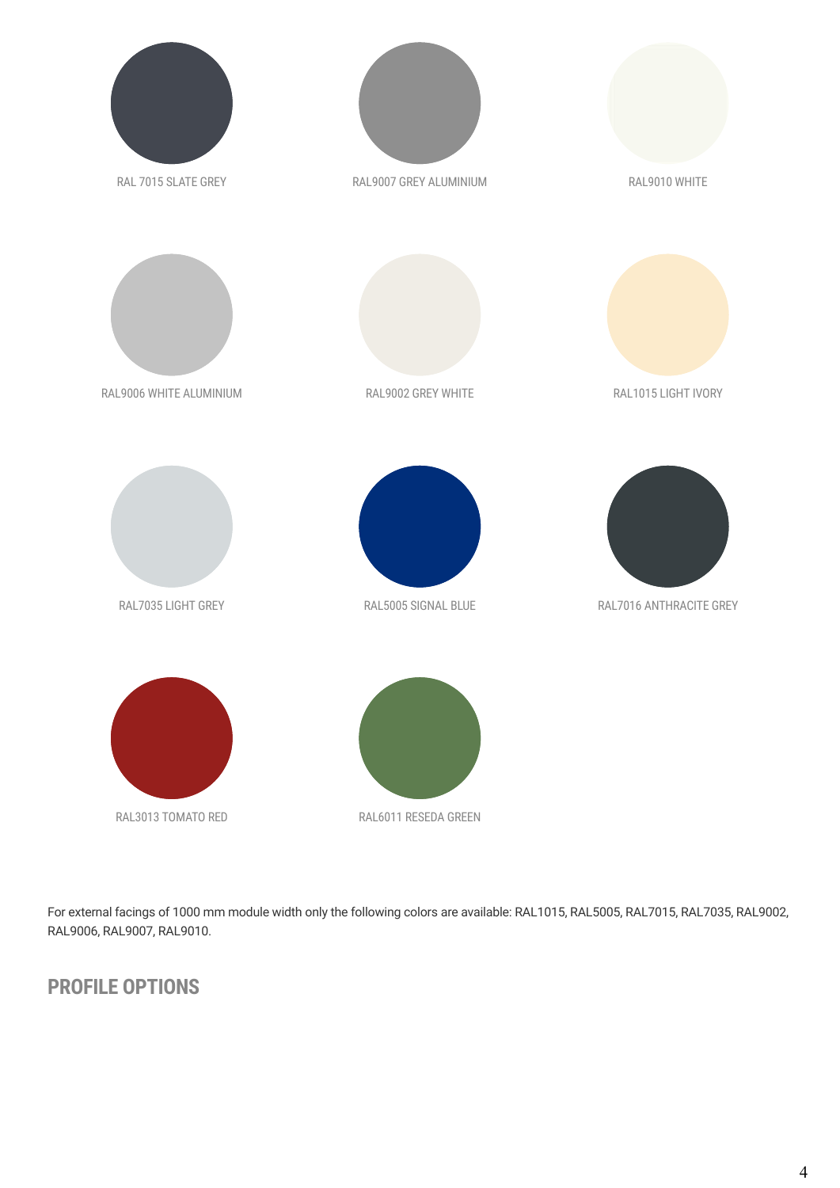RAL 7015 SLATE GREY

RAL9007 GREY ALUMINIUM

RAL9010 WHITE

RAL9006 WHITE ALUMINIUM

RAL9002 GREY WHITE

RAL1015 LIGHT IVORY

RAL7035 LIGHT GREY

RAL5005 SIGNAL BLUE

RAL7016 ANTHRACITE GREY

RAL3013 TOMATO RED

RAL6011 RESEDA GREEN

For external facings of 1000 mm module width only the following colors are available: RAL1015, RAL5005, RAL7015, RAL7035, RAL9002, RAL9006, RAL9007, RAL9010.

## PROFILE OPTIONS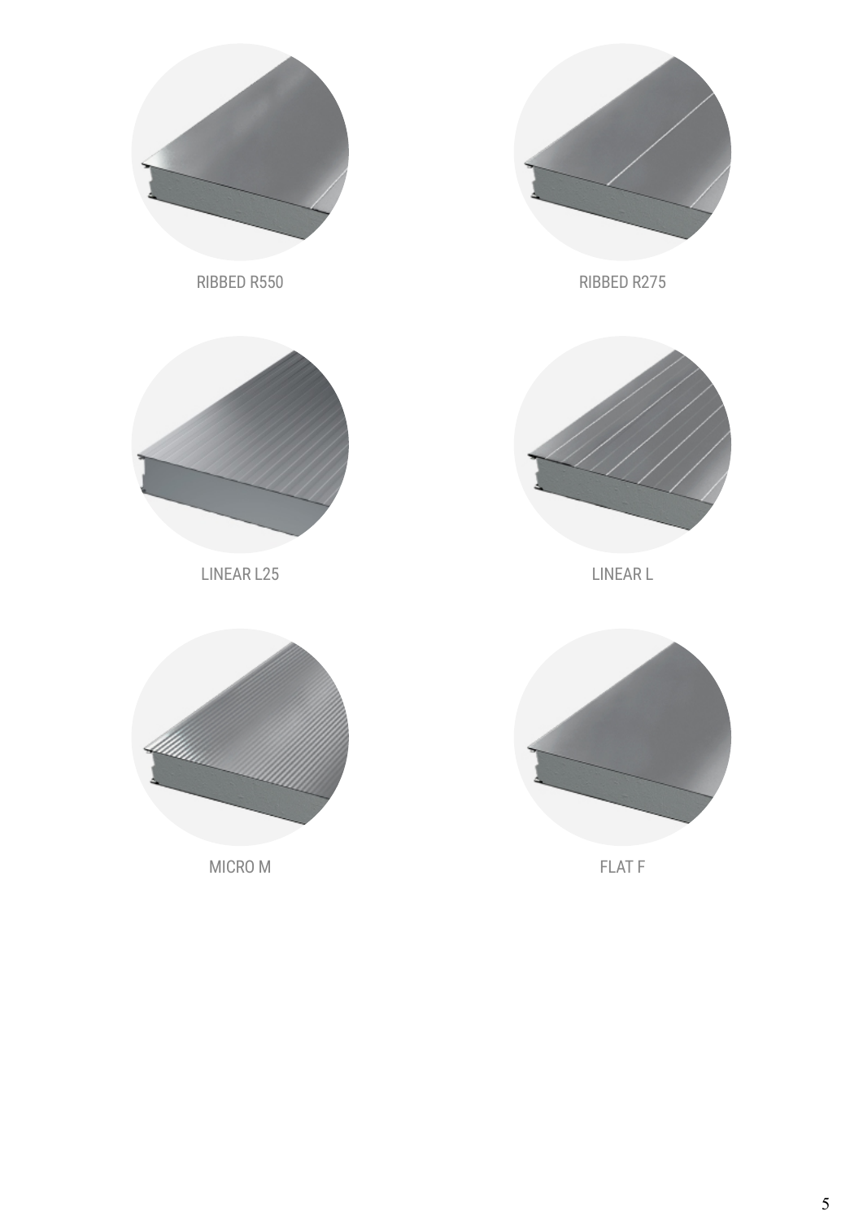RIBBED R550

RIBBED R275

LINEAR L25

LINEAR L

MICRO M

FLAT F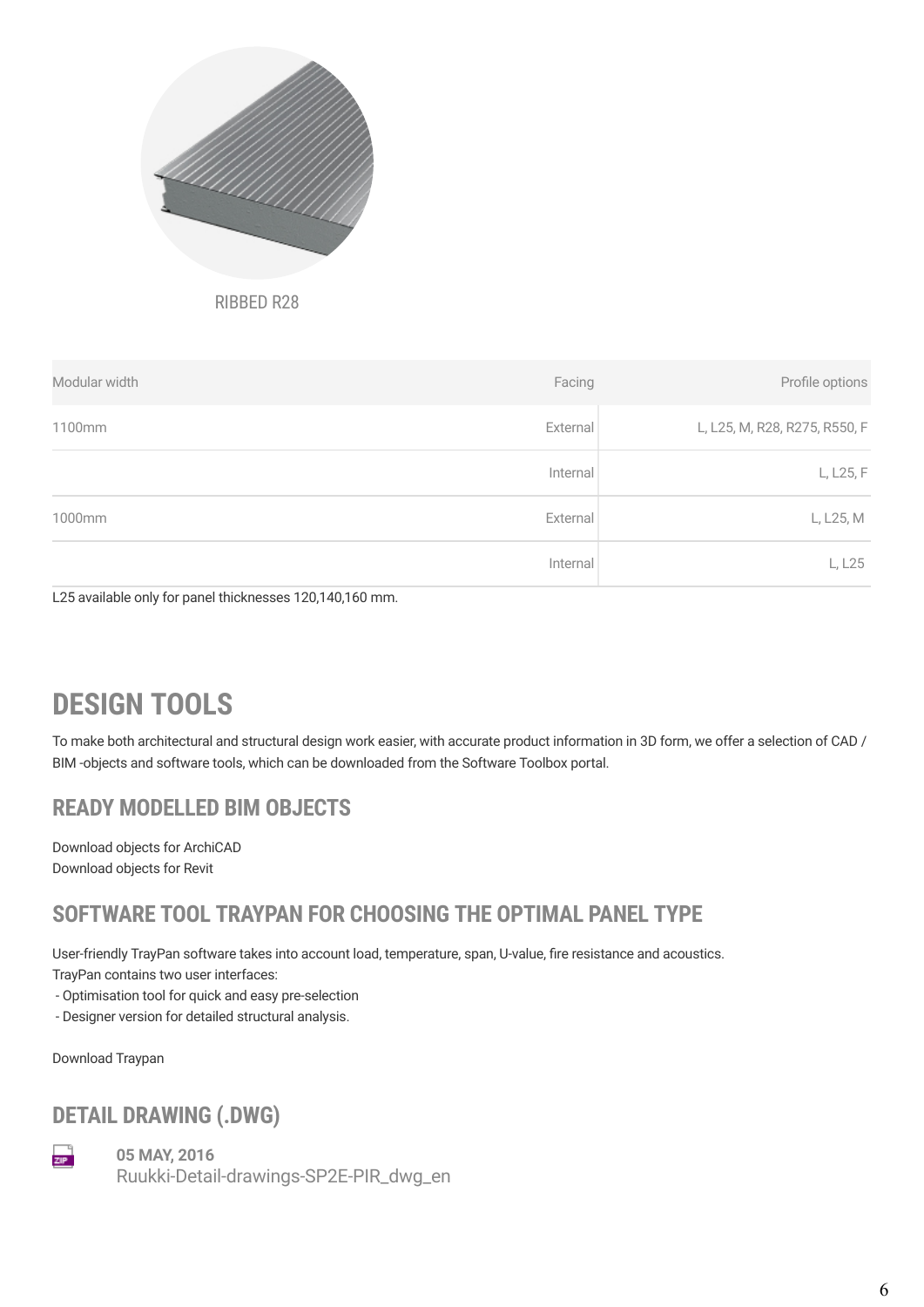RIBBED R28

| Modular width | Facing | Profile options |
| --- | --- | --- |
| 1100mm | External | L, L25, M, R28, R275, R550, F |
| | Internal | L, L25, F |
| 1000mm | External | L, L25, M |
| | Internal | L, L25 |

L25 available only for panel thicknesses 120,140,160 mm.

## DESIGN TOOLS

To make both architectural and structural design work easier, with accurate product information in 3D form, we offer a selection of CAD / BIM -objects and software tools, which can be downloaded from the Software Toolbox portal.

### READY MODELLED BIM OBJECTS

Download objects for ArchiCAD
Download objects for Revit

### SOFTWARE TOOL TRAYPAN FOR CHOOSING THE OPTIMAL PANEL TYPE

User-friendly TrayPan software takes into account load, temperature, span, U-value, fire resistance and acoustics.
TrayPan contains two user interfaces:

- Optimisation tool for quick and easy pre-selection
- Designer version for detailed structural analysis.

Download Traypan

### DETAIL DRAWING (.DWG)

**05 MAY, 2016**
Ruukki-Detail-drawings-SP2E-PIR_dwg_en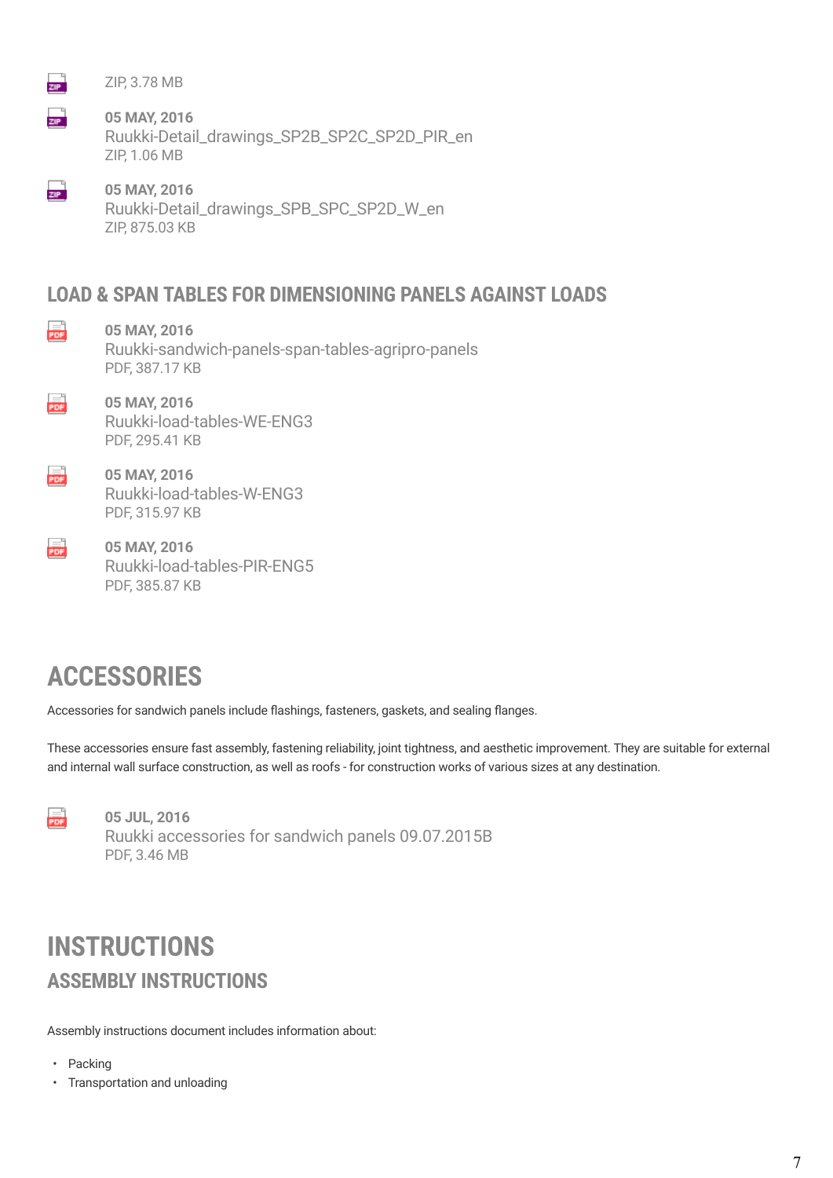ZIP, 3.78 MB

**05 MAY, 2016**
Ruukki-Detail_drawings_SP2B_SP2C_SP2D_PIR_en
ZIP, 1.06 MB

**05 MAY, 2016**
Ruukki-Detail_drawings_SPB_SPC_SP2D_W_en
ZIP, 875.03 KB

## LOAD & SPAN TABLES FOR DIMENSIONING PANELS AGAINST LOADS

**05 MAY, 2016**
Ruukki-sandwich-panels-span-tables-agripro-panels
PDF, 387.17 KB

**05 MAY, 2016**
Ruukki-load-tables-WE-ENG3
PDF, 295.41 KB

**05 MAY, 2016**
Ruukki-load-tables-W-ENG3
PDF, 315.97 KB

**05 MAY, 2016**
Ruukki-load-tables-PIR-ENG5
PDF, 385.87 KB

# ACCESSORIES

Accessories for sandwich panels include flashings, fasteners, gaskets, and sealing flanges.

These accessories ensure fast assembly, fastening reliability, joint tightness, and aesthetic improvement. They are suitable for external and internal wall surface construction, as well as roofs - for construction works of various sizes at any destination.

**05 JUL, 2016**
Ruukki accessories for sandwich panels 09.07.2015B
PDF, 3.46 MB

# INSTRUCTIONS

## ASSEMBLY INSTRUCTIONS

Assembly instructions document includes information about:

- Packing
- Transportation and unloading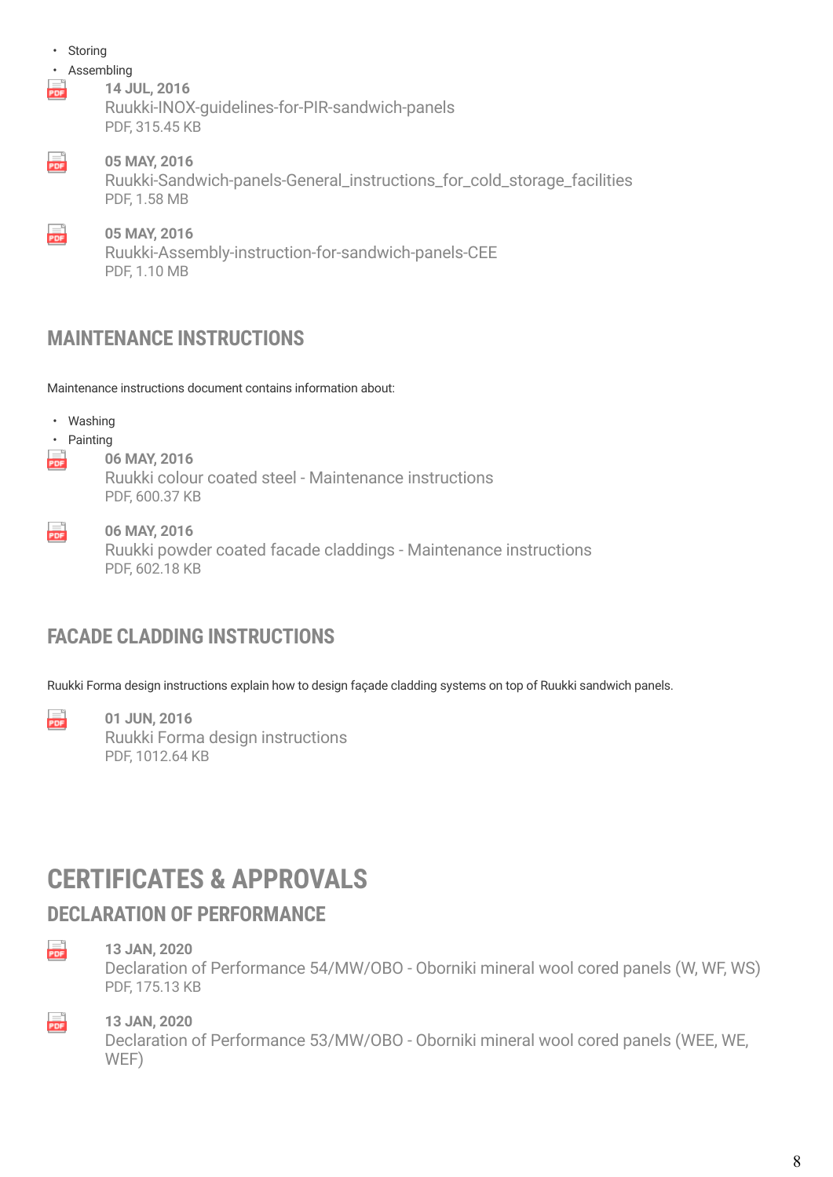- Storing
- Assembling

**14 JUL, 2016**
Ruukki-INOX-guidelines-for-PIR-sandwich-panels
PDF, 315.45 KB

**05 MAY, 2016**
Ruukki-Sandwich-panels-General_instructions_for_cold_storage_facilities
PDF, 1.58 MB

**05 MAY, 2016**
Ruukki-Assembly-instruction-for-sandwich-panels-CEE
PDF, 1.10 MB

## MAINTENANCE INSTRUCTIONS

Maintenance instructions document contains information about:

- Washing
- Painting

**06 MAY, 2016**
Ruukki colour coated steel - Maintenance instructions
PDF, 600.37 KB

**06 MAY, 2016**
Ruukki powder coated facade claddings - Maintenance instructions
PDF, 602.18 KB

## FACADE CLADDING INSTRUCTIONS

Ruukki Forma design instructions explain how to design façade cladding systems on top of Ruukki sandwich panels.

**01 JUN, 2016**
Ruukki Forma design instructions
PDF, 1012.64 KB

# CERTIFICATES & APPROVALS

## DECLARATION OF PERFORMANCE

**13 JAN, 2020**
Declaration of Performance 54/MW/OBO - Oborniki mineral wool cored panels (W, WF, WS)
PDF, 175.13 KB

**13 JAN, 2020**
Declaration of Performance 53/MW/OBO - Oborniki mineral wool cored panels (WEE, WE, WEF)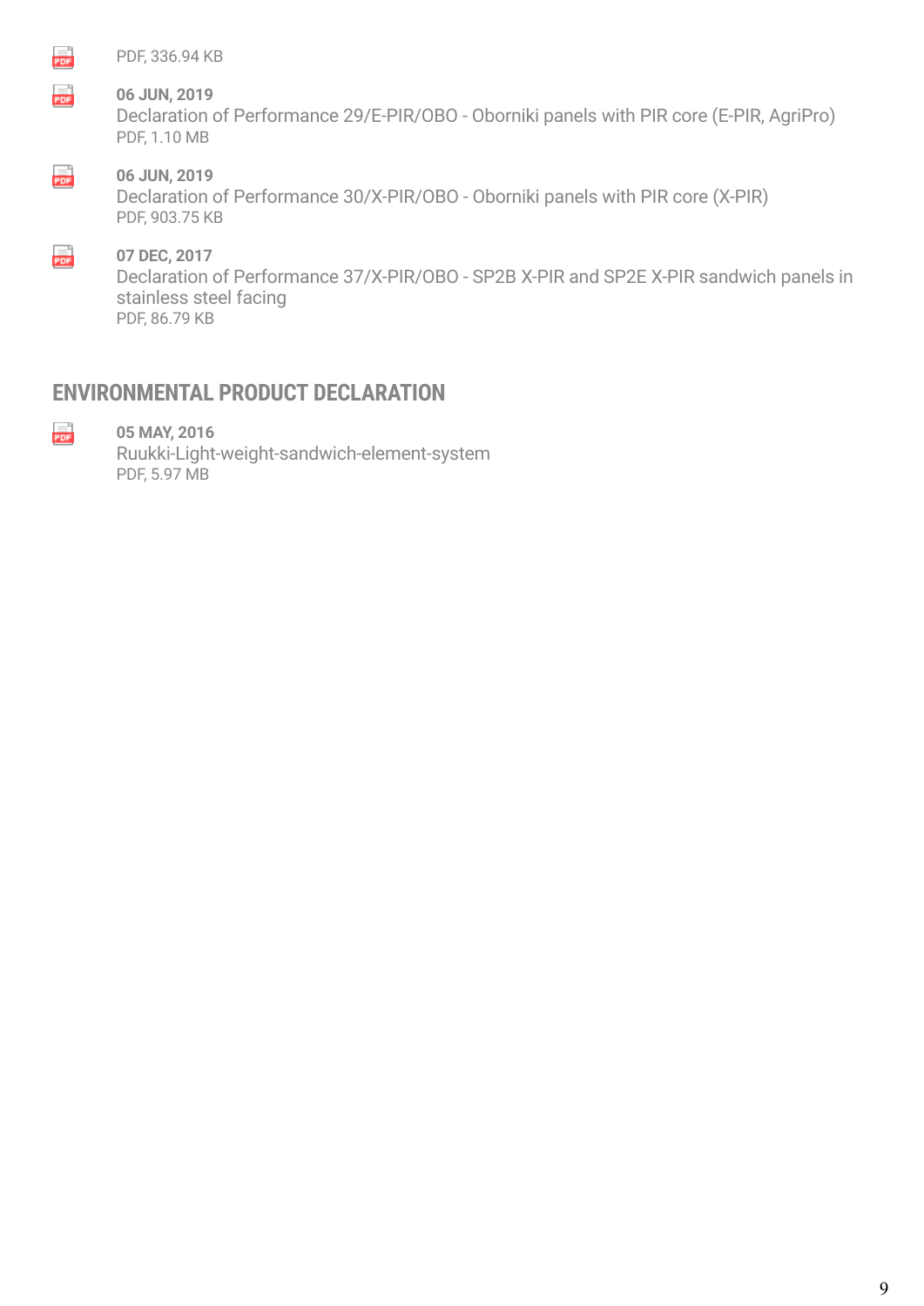PDF, 336.94 KB

**06 JUN, 2019**
Declaration of Performance 29/E-PIR/OBO - Oborniki panels with PIR core (E-PIR, AgriPro)
PDF, 1.10 MB

**06 JUN, 2019**
Declaration of Performance 30/X-PIR/OBO - Oborniki panels with PIR core (X-PIR)
PDF, 903.75 KB

**07 DEC, 2017**
Declaration of Performance 37/X-PIR/OBO - SP2B X-PIR and SP2E X-PIR sandwich panels in stainless steel facing
PDF, 86.79 KB

## ENVIRONMENTAL PRODUCT DECLARATION

**05 MAY, 2016**
Ruukki-Light-weight-sandwich-element-system
PDF, 5.97 MB